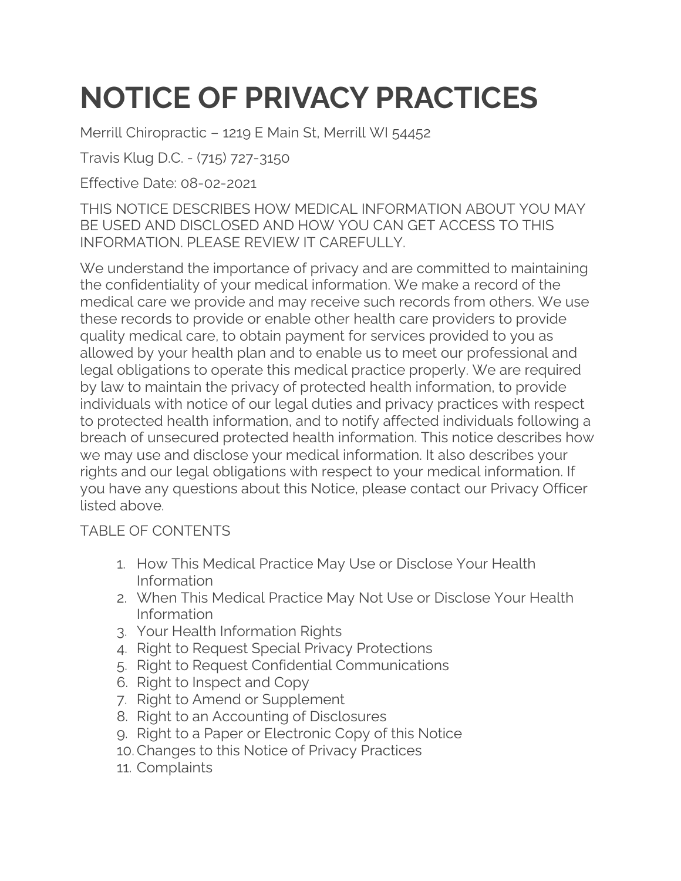# NOTICE OF PRIVACY PRACTICES

Merrill Chiropractic – 1219 E Main St, Merrill WI 54452

Travis Klug D.C. - (715) 727-3150

Effective Date: 08-02-2021

THIS NOTICE DESCRIBES HOW MEDICAL INFORMATION ABOUT YOU MAY BE USED AND DISCLOSED AND HOW YOU CAN GET ACCESS TO THIS INFORMATION. PLEASE REVIEW IT CAREFULLY.

We understand the importance of privacy and are committed to maintaining the confidentiality of your medical information. We make a record of the medical care we provide and may receive such records from others. We use these records to provide or enable other health care providers to provide quality medical care, to obtain payment for services provided to you as allowed by your health plan and to enable us to meet our professional and legal obligations to operate this medical practice properly. We are required by law to maintain the privacy of protected health information, to provide individuals with notice of our legal duties and privacy practices with respect to protected health information, and to notify affected individuals following a breach of unsecured protected health information. This notice describes how we may use and disclose your medical information. It also describes your rights and our legal obligations with respect to your medical information. If you have any questions about this Notice, please contact our Privacy Officer listed above.

TABLE OF CONTENTS

1. How This Medical Practice May Use or Disclose Your Health Information
2. When This Medical Practice May Not Use or Disclose Your Health Information
3. Your Health Information Rights
4. Right to Request Special Privacy Protections
5. Right to Request Confidential Communications
6. Right to Inspect and Copy
7. Right to Amend or Supplement
8. Right to an Accounting of Disclosures
9. Right to a Paper or Electronic Copy of this Notice
10. Changes to this Notice of Privacy Practices
11. Complaints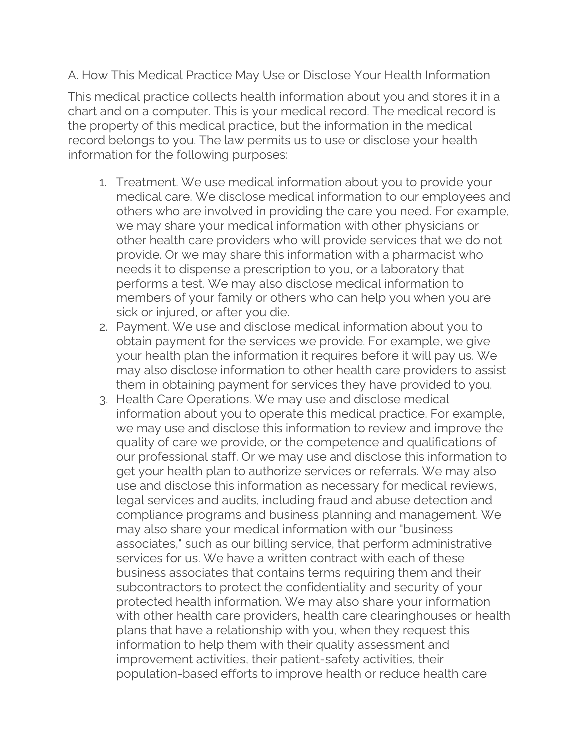## A. How This Medical Practice May Use or Disclose Your Health Information

This medical practice collects health information about you and stores it in a chart and on a computer. This is your medical record. The medical record is the property of this medical practice, but the information in the medical record belongs to you. The law permits us to use or disclose your health information for the following purposes:

1. Treatment. We use medical information about you to provide your medical care. We disclose medical information to our employees and others who are involved in providing the care you need. For example, we may share your medical information with other physicians or other health care providers who will provide services that we do not provide. Or we may share this information with a pharmacist who needs it to dispense a prescription to you, or a laboratory that performs a test. We may also disclose medical information to members of your family or others who can help you when you are sick or injured, or after you die.
2. Payment. We use and disclose medical information about you to obtain payment for the services we provide. For example, we give your health plan the information it requires before it will pay us. We may also disclose information to other health care providers to assist them in obtaining payment for services they have provided to you.
3. Health Care Operations. We may use and disclose medical information about you to operate this medical practice. For example, we may use and disclose this information to review and improve the quality of care we provide, or the competence and qualifications of our professional staff. Or we may use and disclose this information to get your health plan to authorize services or referrals. We may also use and disclose this information as necessary for medical reviews, legal services and audits, including fraud and abuse detection and compliance programs and business planning and management. We may also share your medical information with our "business associates," such as our billing service, that perform administrative services for us. We have a written contract with each of these business associates that contains terms requiring them and their subcontractors to protect the confidentiality and security of your protected health information. We may also share your information with other health care providers, health care clearinghouses or health plans that have a relationship with you, when they request this information to help them with their quality assessment and improvement activities, their patient-safety activities, their population-based efforts to improve health or reduce health care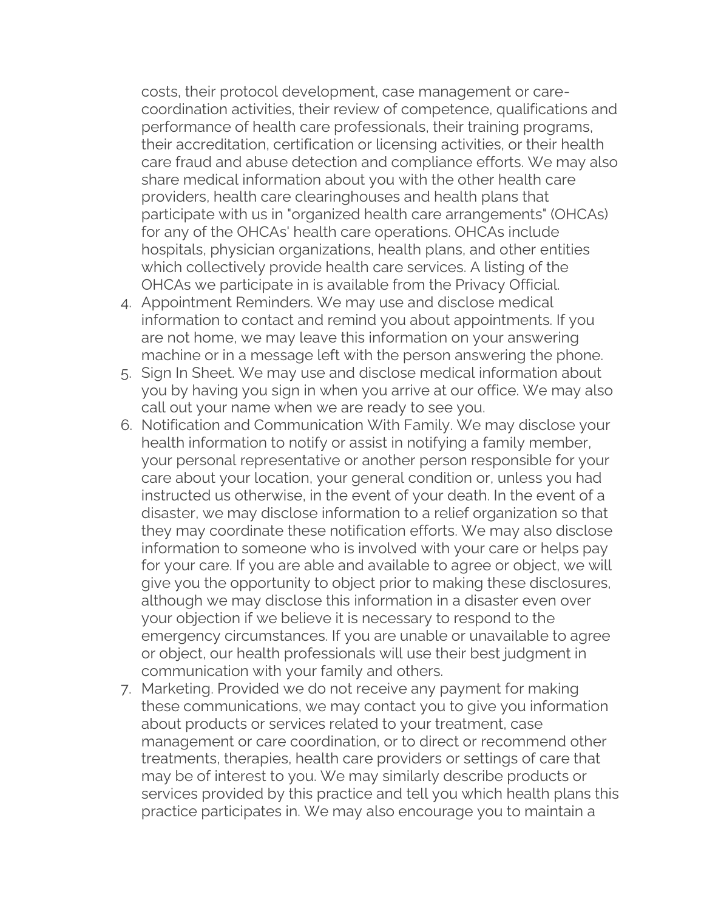costs, their protocol development, case management or care-coordination activities, their review of competence, qualifications and performance of health care professionals, their training programs, their accreditation, certification or licensing activities, or their health care fraud and abuse detection and compliance efforts. We may also share medical information about you with the other health care providers, health care clearinghouses and health plans that participate with us in "organized health care arrangements" (OHCAs) for any of the OHCAs' health care operations. OHCAs include hospitals, physician organizations, health plans, and other entities which collectively provide health care services. A listing of the OHCAs we participate in is available from the Privacy Official.

4. Appointment Reminders. We may use and disclose medical information to contact and remind you about appointments. If you are not home, we may leave this information on your answering machine or in a message left with the person answering the phone.
5. Sign In Sheet. We may use and disclose medical information about you by having you sign in when you arrive at our office. We may also call out your name when we are ready to see you.
6. Notification and Communication With Family. We may disclose your health information to notify or assist in notifying a family member, your personal representative or another person responsible for your care about your location, your general condition or, unless you had instructed us otherwise, in the event of your death. In the event of a disaster, we may disclose information to a relief organization so that they may coordinate these notification efforts. We may also disclose information to someone who is involved with your care or helps pay for your care. If you are able and available to agree or object, we will give you the opportunity to object prior to making these disclosures, although we may disclose this information in a disaster even over your objection if we believe it is necessary to respond to the emergency circumstances. If you are unable or unavailable to agree or object, our health professionals will use their best judgment in communication with your family and others.
7. Marketing. Provided we do not receive any payment for making these communications, we may contact you to give you information about products or services related to your treatment, case management or care coordination, or to direct or recommend other treatments, therapies, health care providers or settings of care that may be of interest to you. We may similarly describe products or services provided by this practice and tell you which health plans this practice participates in. We may also encourage you to maintain a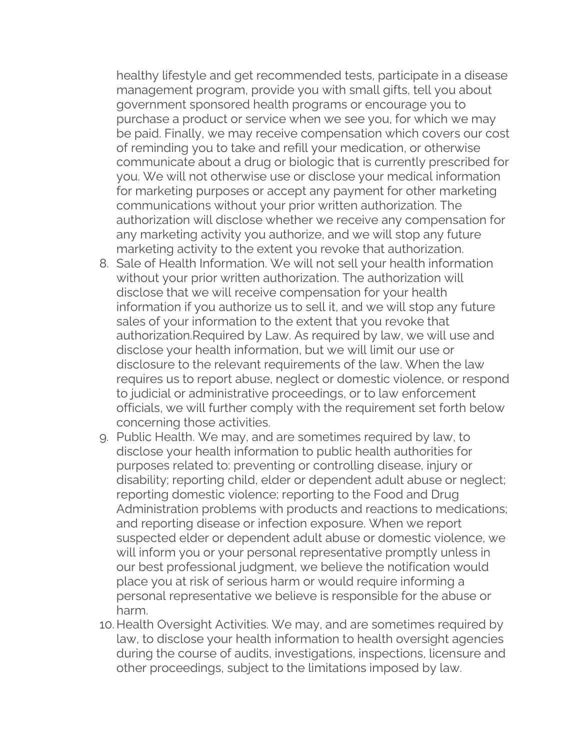healthy lifestyle and get recommended tests, participate in a disease management program, provide you with small gifts, tell you about government sponsored health programs or encourage you to purchase a product or service when we see you, for which we may be paid. Finally, we may receive compensation which covers our cost of reminding you to take and refill your medication, or otherwise communicate about a drug or biologic that is currently prescribed for you. We will not otherwise use or disclose your medical information for marketing purposes or accept any payment for other marketing communications without your prior written authorization. The authorization will disclose whether we receive any compensation for any marketing activity you authorize, and we will stop any future marketing activity to the extent you revoke that authorization.

8. Sale of Health Information. We will not sell your health information without your prior written authorization. The authorization will disclose that we will receive compensation for your health information if you authorize us to sell it, and we will stop any future sales of your information to the extent that you revoke that authorization.Required by Law. As required by law, we will use and disclose your health information, but we will limit our use or disclosure to the relevant requirements of the law. When the law requires us to report abuse, neglect or domestic violence, or respond to judicial or administrative proceedings, or to law enforcement officials, we will further comply with the requirement set forth below concerning those activities.
9. Public Health. We may, and are sometimes required by law, to disclose your health information to public health authorities for purposes related to: preventing or controlling disease, injury or disability; reporting child, elder or dependent adult abuse or neglect; reporting domestic violence; reporting to the Food and Drug Administration problems with products and reactions to medications; and reporting disease or infection exposure. When we report suspected elder or dependent adult abuse or domestic violence, we will inform you or your personal representative promptly unless in our best professional judgment, we believe the notification would place you at risk of serious harm or would require informing a personal representative we believe is responsible for the abuse or harm.
10. Health Oversight Activities. We may, and are sometimes required by law, to disclose your health information to health oversight agencies during the course of audits, investigations, inspections, licensure and other proceedings, subject to the limitations imposed by law.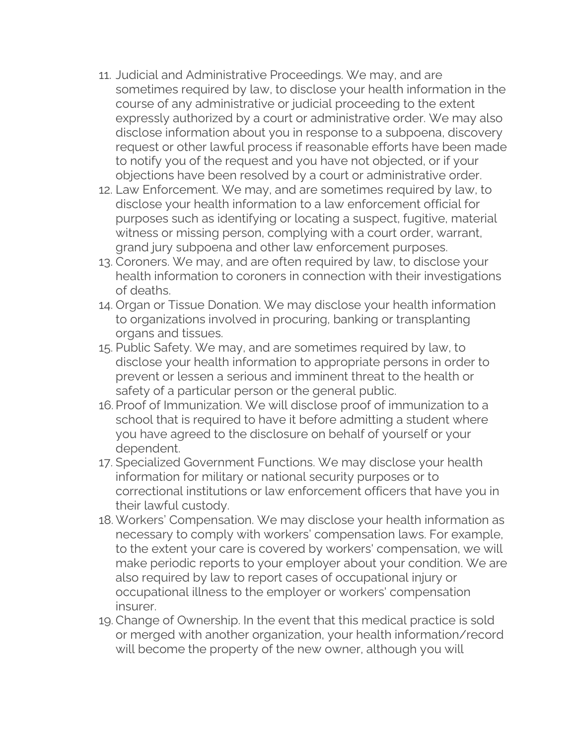11. Judicial and Administrative Proceedings. We may, and are sometimes required by law, to disclose your health information in the course of any administrative or judicial proceeding to the extent expressly authorized by a court or administrative order. We may also disclose information about you in response to a subpoena, discovery request or other lawful process if reasonable efforts have been made to notify you of the request and you have not objected, or if your objections have been resolved by a court or administrative order.
12. Law Enforcement. We may, and are sometimes required by law, to disclose your health information to a law enforcement official for purposes such as identifying or locating a suspect, fugitive, material witness or missing person, complying with a court order, warrant, grand jury subpoena and other law enforcement purposes.
13. Coroners. We may, and are often required by law, to disclose your health information to coroners in connection with their investigations of deaths.
14. Organ or Tissue Donation. We may disclose your health information to organizations involved in procuring, banking or transplanting organs and tissues.
15. Public Safety. We may, and are sometimes required by law, to disclose your health information to appropriate persons in order to prevent or lessen a serious and imminent threat to the health or safety of a particular person or the general public.
16. Proof of Immunization. We will disclose proof of immunization to a school that is required to have it before admitting a student where you have agreed to the disclosure on behalf of yourself or your dependent.
17. Specialized Government Functions. We may disclose your health information for military or national security purposes or to correctional institutions or law enforcement officers that have you in their lawful custody.
18. Workers' Compensation. We may disclose your health information as necessary to comply with workers' compensation laws. For example, to the extent your care is covered by workers' compensation, we will make periodic reports to your employer about your condition. We are also required by law to report cases of occupational injury or occupational illness to the employer or workers' compensation insurer.
19. Change of Ownership. In the event that this medical practice is sold or merged with another organization, your health information/record will become the property of the new owner, although you will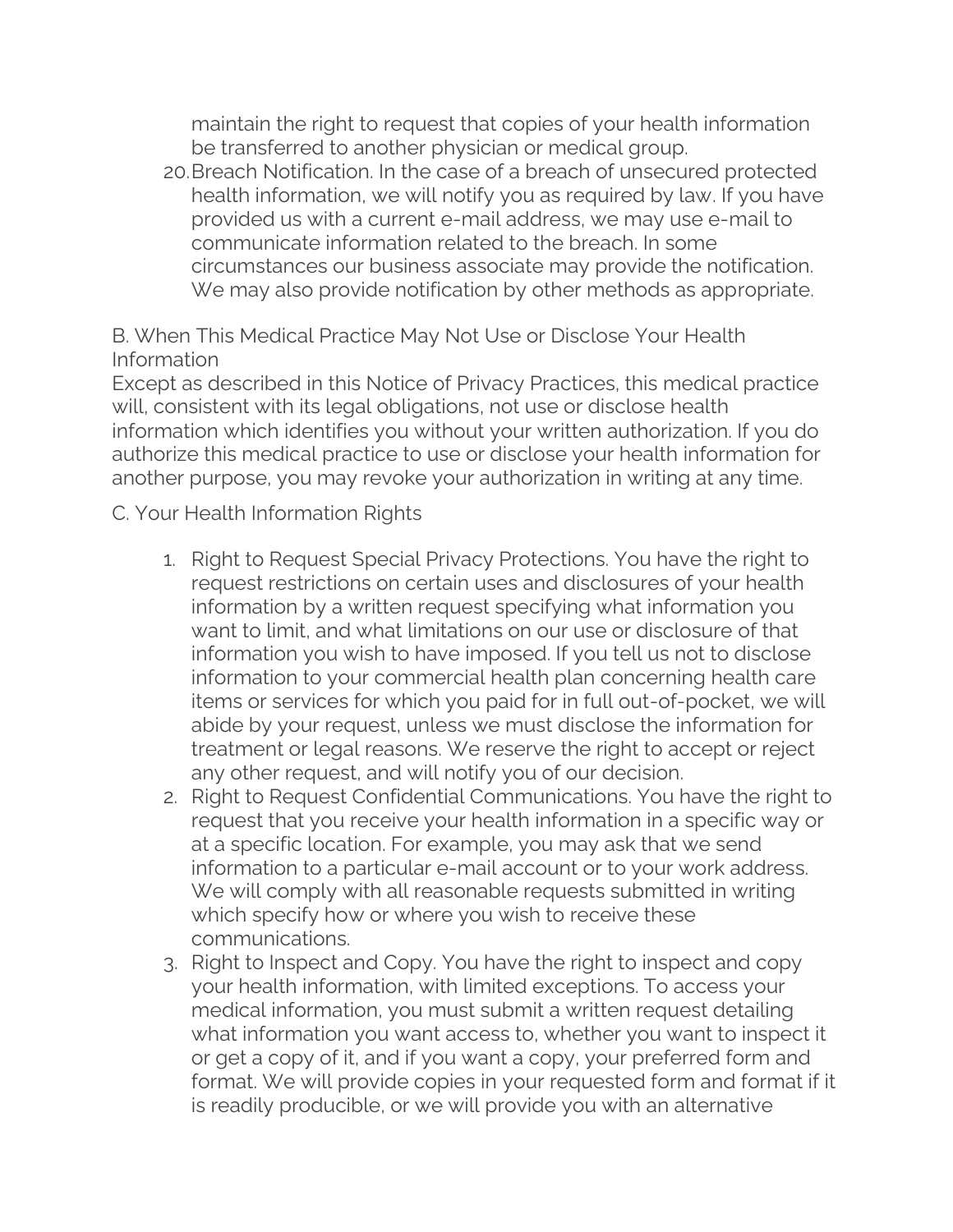maintain the right to request that copies of your health information be transferred to another physician or medical group.

20. Breach Notification. In the case of a breach of unsecured protected health information, we will notify you as required by law. If you have provided us with a current e-mail address, we may use e-mail to communicate information related to the breach. In some circumstances our business associate may provide the notification. We may also provide notification by other methods as appropriate.

B. When This Medical Practice May Not Use or Disclose Your Health Information

Except as described in this Notice of Privacy Practices, this medical practice will, consistent with its legal obligations, not use or disclose health information which identifies you without your written authorization. If you do authorize this medical practice to use or disclose your health information for another purpose, you may revoke your authorization in writing at any time.

C. Your Health Information Rights

1. Right to Request Special Privacy Protections. You have the right to request restrictions on certain uses and disclosures of your health information by a written request specifying what information you want to limit, and what limitations on our use or disclosure of that information you wish to have imposed. If you tell us not to disclose information to your commercial health plan concerning health care items or services for which you paid for in full out-of-pocket, we will abide by your request, unless we must disclose the information for treatment or legal reasons. We reserve the right to accept or reject any other request, and will notify you of our decision.
2. Right to Request Confidential Communications. You have the right to request that you receive your health information in a specific way or at a specific location. For example, you may ask that we send information to a particular e-mail account or to your work address. We will comply with all reasonable requests submitted in writing which specify how or where you wish to receive these communications.
3. Right to Inspect and Copy. You have the right to inspect and copy your health information, with limited exceptions. To access your medical information, you must submit a written request detailing what information you want access to, whether you want to inspect it or get a copy of it, and if you want a copy, your preferred form and format. We will provide copies in your requested form and format if it is readily producible, or we will provide you with an alternative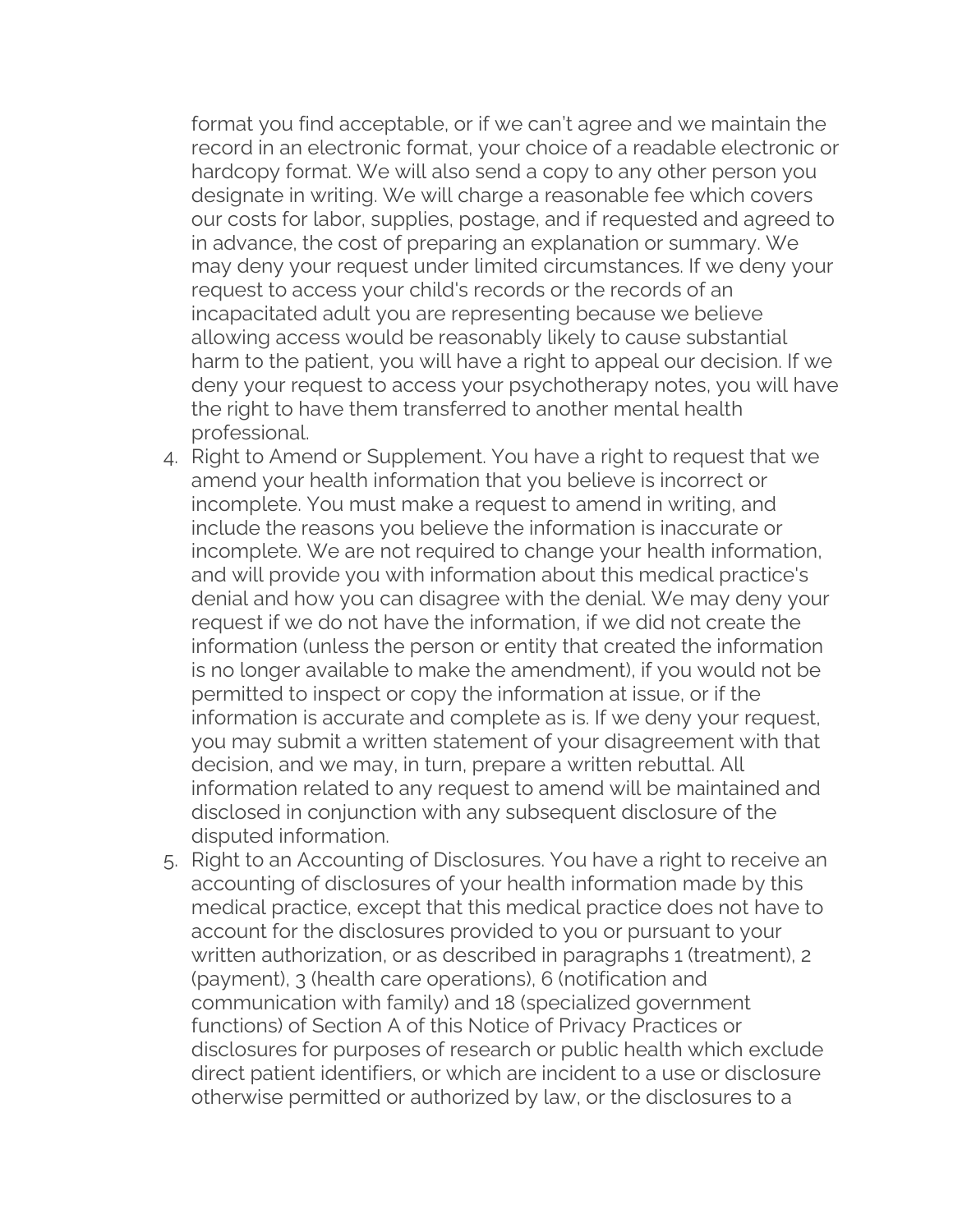format you find acceptable, or if we can't agree and we maintain the record in an electronic format, your choice of a readable electronic or hardcopy format. We will also send a copy to any other person you designate in writing. We will charge a reasonable fee which covers our costs for labor, supplies, postage, and if requested and agreed to in advance, the cost of preparing an explanation or summary. We may deny your request under limited circumstances. If we deny your request to access your child's records or the records of an incapacitated adult you are representing because we believe allowing access would be reasonably likely to cause substantial harm to the patient, you will have a right to appeal our decision. If we deny your request to access your psychotherapy notes, you will have the right to have them transferred to another mental health professional.

4. Right to Amend or Supplement. You have a right to request that we amend your health information that you believe is incorrect or incomplete. You must make a request to amend in writing, and include the reasons you believe the information is inaccurate or incomplete. We are not required to change your health information, and will provide you with information about this medical practice's denial and how you can disagree with the denial. We may deny your request if we do not have the information, if we did not create the information (unless the person or entity that created the information is no longer available to make the amendment), if you would not be permitted to inspect or copy the information at issue, or if the information is accurate and complete as is. If we deny your request, you may submit a written statement of your disagreement with that decision, and we may, in turn, prepare a written rebuttal. All information related to any request to amend will be maintained and disclosed in conjunction with any subsequent disclosure of the disputed information.
5. Right to an Accounting of Disclosures. You have a right to receive an accounting of disclosures of your health information made by this medical practice, except that this medical practice does not have to account for the disclosures provided to you or pursuant to your written authorization, or as described in paragraphs 1 (treatment), 2 (payment), 3 (health care operations), 6 (notification and communication with family) and 18 (specialized government functions) of Section A of this Notice of Privacy Practices or disclosures for purposes of research or public health which exclude direct patient identifiers, or which are incident to a use or disclosure otherwise permitted or authorized by law, or the disclosures to a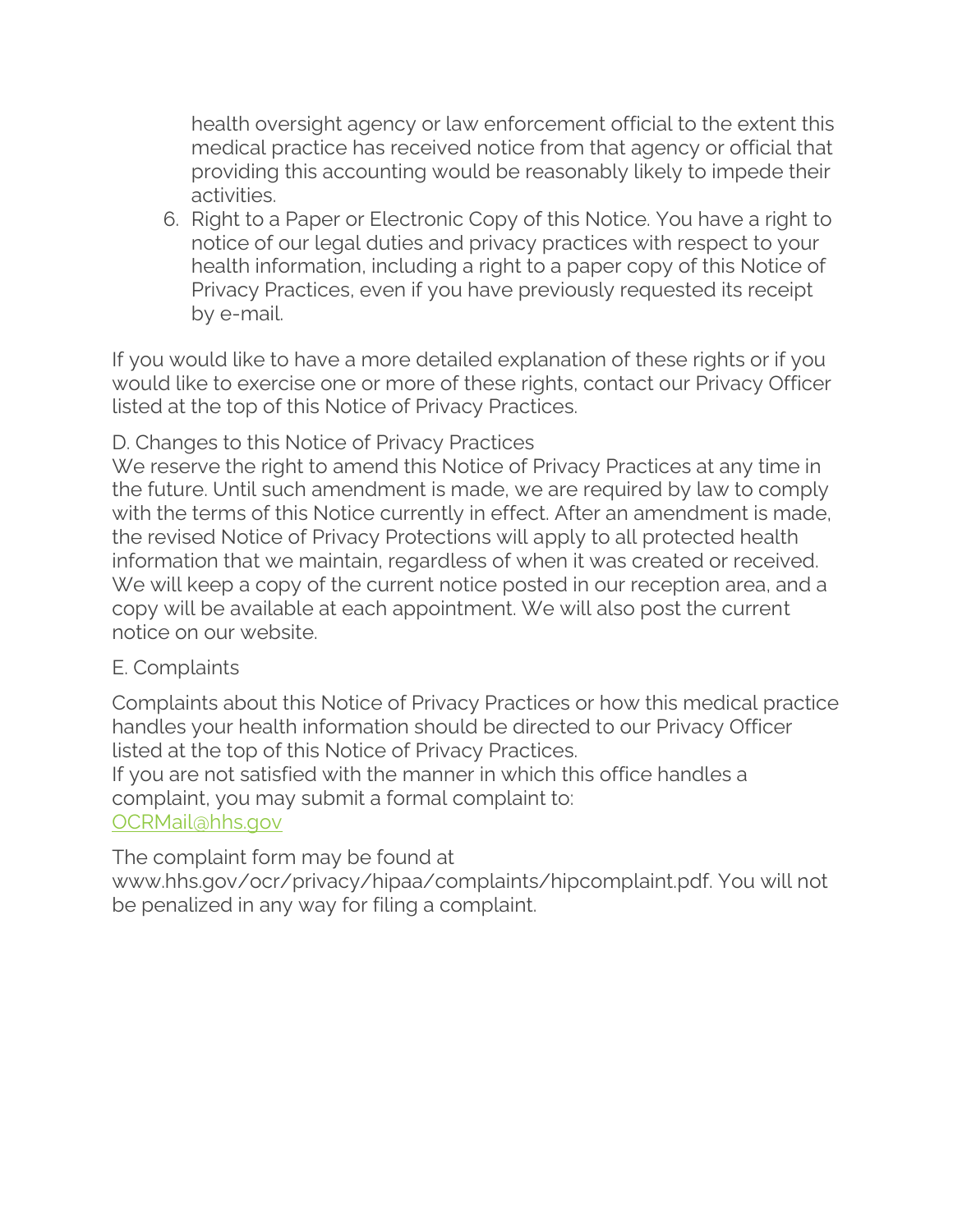health oversight agency or law enforcement official to the extent this medical practice has received notice from that agency or official that providing this accounting would be reasonably likely to impede their activities.

6. Right to a Paper or Electronic Copy of this Notice. You have a right to notice of our legal duties and privacy practices with respect to your health information, including a right to a paper copy of this Notice of Privacy Practices, even if you have previously requested its receipt by e-mail.

If you would like to have a more detailed explanation of these rights or if you would like to exercise one or more of these rights, contact our Privacy Officer listed at the top of this Notice of Privacy Practices.

D. Changes to this Notice of Privacy Practices

We reserve the right to amend this Notice of Privacy Practices at any time in the future. Until such amendment is made, we are required by law to comply with the terms of this Notice currently in effect. After an amendment is made, the revised Notice of Privacy Protections will apply to all protected health information that we maintain, regardless of when it was created or received. We will keep a copy of the current notice posted in our reception area, and a copy will be available at each appointment. We will also post the current notice on our website.

E. Complaints

Complaints about this Notice of Privacy Practices or how this medical practice handles your health information should be directed to our Privacy Officer listed at the top of this Notice of Privacy Practices.

If you are not satisfied with the manner in which this office handles a complaint, you may submit a formal complaint to:

[OCRMail@hhs.gov](mailto:OCRMail@hhs.gov)

The complaint form may be found at www.hhs.gov/ocr/privacy/hipaa/complaints/hipcomplaint.pdf. You will not be penalized in any way for filing a complaint.